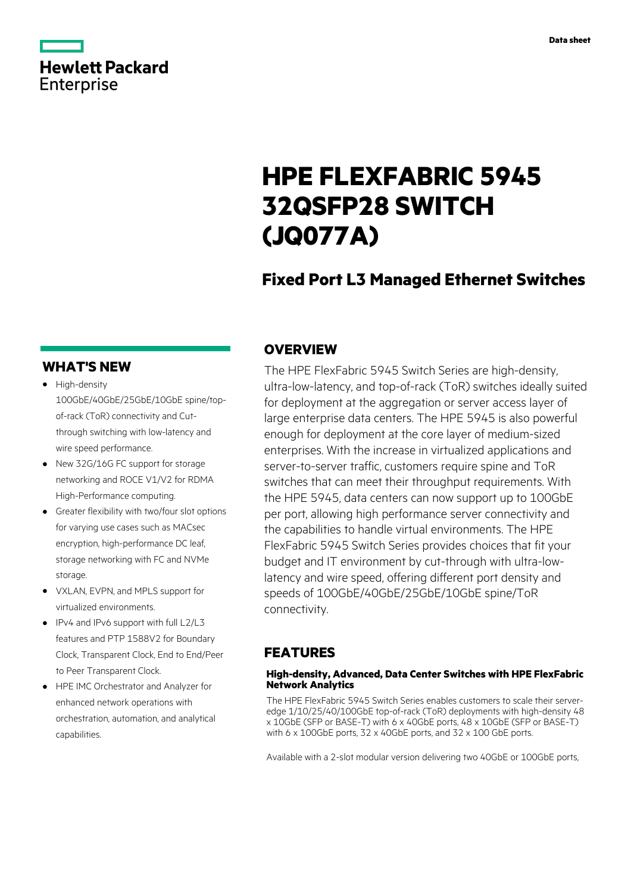Data sheet

# HPE FLEXFABRIC 5945 32QSFP28 SWITCH (JQ077A)

## Fixed Port L3 Managed Ethernet Switches

## WHAT'S NEW

- High-density 100GbE/40GbE/25GbE/10GbE spine/top-of-rack (ToR) connectivity and Cut-through switching with low-latency and wire speed performance.
- New 32G/16G FC support for storage networking and ROCE V1/V2 for RDMA High-Performance computing.
- Greater flexibility with two/four slot options for varying use cases such as MACsec encryption, high-performance DC leaf, storage networking with FC and NVMe storage.
- VXLAN, EVPN, and MPLS support for virtualized environments.
- IPv4 and IPv6 support with full L2/L3 features and PTP 1588V2 for Boundary Clock, Transparent Clock, End to End/Peer to Peer Transparent Clock.
- HPE IMC Orchestrator and Analyzer for enhanced network operations with orchestration, automation, and analytical capabilities.

## OVERVIEW

The HPE FlexFabric 5945 Switch Series are high-density, ultra-low-latency, and top-of-rack (ToR) switches ideally suited for deployment at the aggregation or server access layer of large enterprise data centers. The HPE 5945 is also powerful enough for deployment at the core layer of medium-sized enterprises. With the increase in virtualized applications and server-to-server traffic, customers require spine and ToR switches that can meet their throughput requirements. With the HPE 5945, data centers can now support up to 100GbE per port, allowing high performance server connectivity and the capabilities to handle virtual environments. The HPE FlexFabric 5945 Switch Series provides choices that fit your budget and IT environment by cut-through with ultra-low-latency and wire speed, offering different port density and speeds of 100GbE/40GbE/25GbE/10GbE spine/ToR connectivity.

## FEATURES

### High-density, Advanced, Data Center Switches with HPE FlexFabric Network Analytics

The HPE FlexFabric 5945 Switch Series enables customers to scale their server-edge 1/10/25/40/100GbE top-of-rack (ToR) deployments with high-density 48 x 10GbE (SFP or BASE-T) with 6 x 40GbE ports, 48 x 10GbE (SFP or BASE-T) with 6 x 100GbE ports, 32 x 40GbE ports, and 32 x 100 GbE ports.

Available with a 2-slot modular version delivering two 40GbE or 100GbE ports,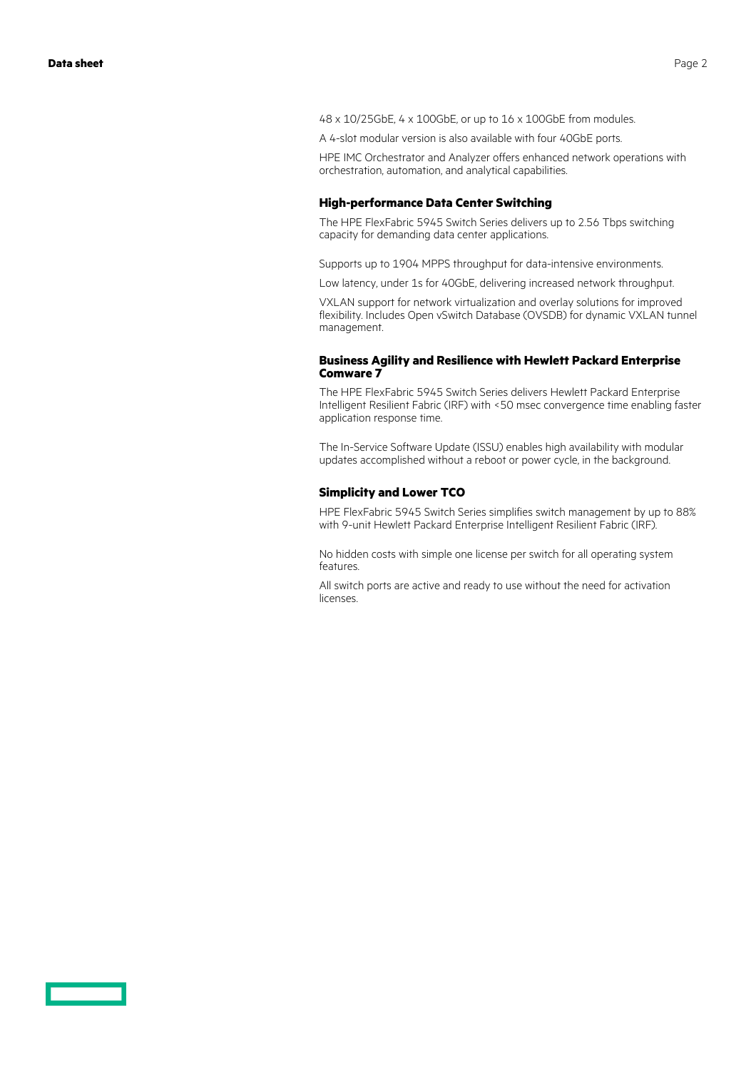48 x 10/25GbE, 4 x 100GbE, or up to 16 x 100GbE from modules.

A 4-slot modular version is also available with four 40GbE ports.

HPE IMC Orchestrator and Analyzer offers enhanced network operations with orchestration, automation, and analytical capabilities.

### High-performance Data Center Switching

The HPE FlexFabric 5945 Switch Series delivers up to 2.56 Tbps switching capacity for demanding data center applications.

Supports up to 1904 MPPS throughput for data-intensive environments.

Low latency, under 1s for 40GbE, delivering increased network throughput.

VXLAN support for network virtualization and overlay solutions for improved flexibility. Includes Open vSwitch Database (OVSDB) for dynamic VXLAN tunnel management.

### Business Agility and Resilience with Hewlett Packard Enterprise Comware 7

The HPE FlexFabric 5945 Switch Series delivers Hewlett Packard Enterprise Intelligent Resilient Fabric (IRF) with <50 msec convergence time enabling faster application response time.

The In-Service Software Update (ISSU) enables high availability with modular updates accomplished without a reboot or power cycle, in the background.

### Simplicity and Lower TCO

HPE FlexFabric 5945 Switch Series simplifies switch management by up to 88% with 9-unit Hewlett Packard Enterprise Intelligent Resilient Fabric (IRF).

No hidden costs with simple one license per switch for all operating system features.

All switch ports are active and ready to use without the need for activation licenses.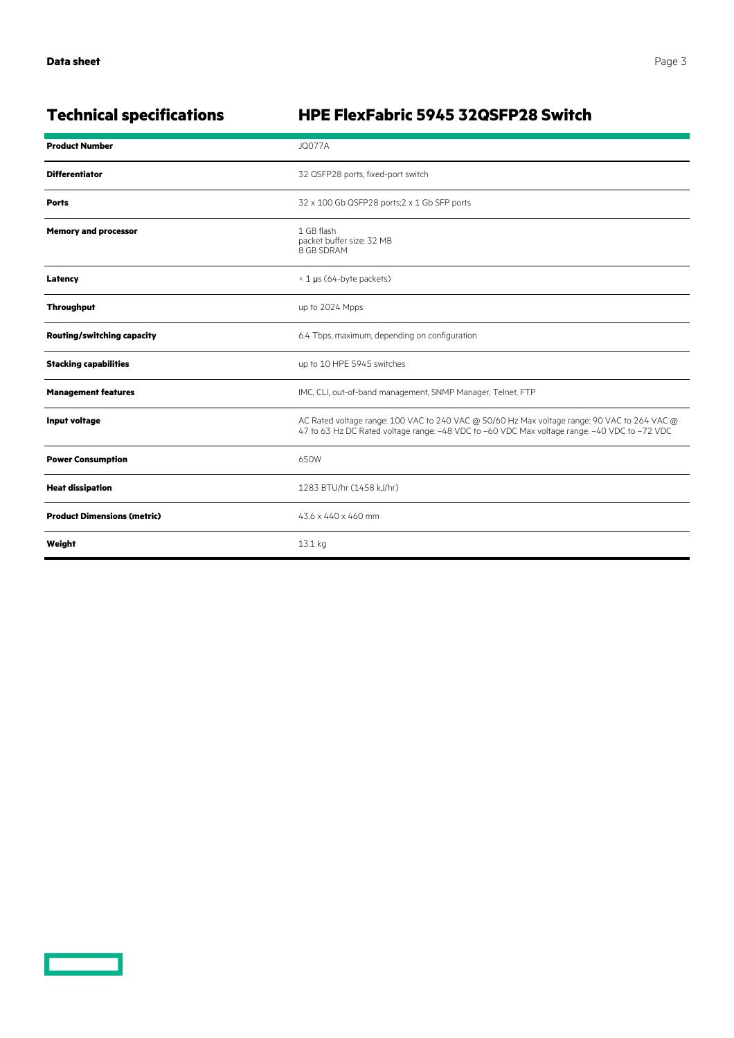## Technical specifications

## HPE FlexFabric 5945 32QSFP28 Switch

| | |
|---|---|
| **Product Number** | JQ077A |
| **Differentiator** | 32 QSFP28 ports, fixed-port switch |
| **Ports** | 32 x 100 Gb QSFP28 ports;2 x 1 Gb SFP ports |
| **Memory and processor** | 1 GB flash<br>packet buffer size: 32 MB<br>8 GB SDRAM |
| **Latency** | < 1 µs (64-byte packets) |
| **Throughput** | up to 2024 Mpps |
| **Routing/switching capacity** | 6.4 Tbps, maximum, depending on configuration |
| **Stacking capabilities** | up to 10 HPE 5945 switches |
| **Management features** | IMC, CLI, out-of-band management, SNMP Manager, Telnet, FTP |
| **Input voltage** | AC Rated voltage range: 100 VAC to 240 VAC @ 50/60 Hz Max voltage range: 90 VAC to 264 VAC @ 47 to 63 Hz DC Rated voltage range: −48 VDC to −60 VDC Max voltage range: −40 VDC to −72 VDC |
| **Power Consumption** | 650W |
| **Heat dissipation** | 1283 BTU/hr (1458 kJ/hr) |
| **Product Dimensions (metric)** | 43.6 x 440 x 460 mm |
| **Weight** | 13.1 kg |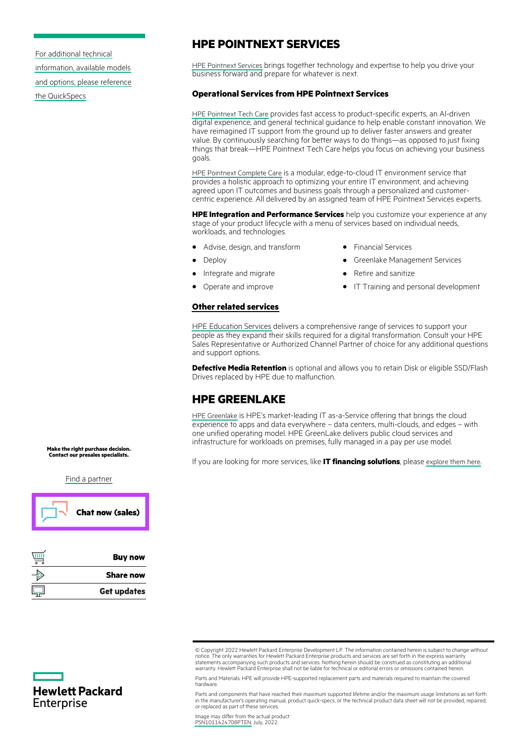For additional technical information, available models and options, please reference the QuickSpecs

## HPE POINTNEXT SERVICES

HPE Pointnext Services brings together technology and expertise to help you drive your business forward and prepare for whatever is next.

### Operational Services from HPE Pointnext Services

HPE Pointnext Tech Care provides fast access to product-specific experts, an AI-driven digital experience, and general technical guidance to help enable constant innovation. We have reimagined IT support from the ground up to deliver faster answers and greater value. By continuously searching for better ways to do things—as opposed to just fixing things that break—HPE Pointnext Tech Care helps you focus on achieving your business goals.

HPE Pointnext Complete Care is a modular, edge-to-cloud IT environment service that provides a holistic approach to optimizing your entire IT environment, and achieving agreed upon IT outcomes and business goals through a personalized and customer-centric experience. All delivered by an assigned team of HPE Pointnext Services experts.

**HPE Integration and Performance Services** help you customize your experience at any stage of your product lifecycle with a menu of services based on individual needs, workloads, and technologies.

- Advise, design, and transform
- Deploy
- Integrate and migrate
- Operate and improve
- Financial Services
- Greenlake Management Services
- Retire and sanitize
- IT Training and personal development

### Other related services

HPE Education Services delivers a comprehensive range of services to support your people as they expand their skills required for a digital transformation. Consult your HPE Sales Representative or Authorized Channel Partner of choice for any additional questions and support options.

**Defective Media Retention** is optional and allows you to retain Disk or eligible SSD/Flash Drives replaced by HPE due to malfunction.

## HPE GREENLAKE

HPE Greenlake is HPE's market-leading IT as-a-Service offering that brings the cloud experience to apps and data everywhere – data centers, multi-clouds, and edges – with one unified operating model. HPE GreenLake delivers public cloud services and infrastructure for workloads on premises, fully managed in a pay per use model.

If you are looking for more services, like **IT financing solutions**, please explore them here.

**Make the right purchase decision. Contact our presales specialists.**

Find a partner

**Chat now (sales)**

**Buy now**

**Share now**

**Get updates**

Hewlett Packard Enterprise

© Copyright 2022 Hewlett Packard Enterprise Development LP. The information contained herein is subject to change without notice. The only warranties for Hewlett Packard Enterprise products and services are set forth in the express warranty statements accompanying such products and services. Nothing herein should be construed as constituting an additional warranty. Hewlett Packard Enterprise shall not be liable for technical or editorial errors or omissions contained herein.

Parts and Materials: HPE will provide HPE-supported replacement parts and materials required to maintain the covered hardware.

Parts and components that have reached their maximum supported lifetime and/or the maximum usage limitations as set forth in the manufacturer's operating manual, product quick-specs, or the technical product data sheet will not be provided, repaired, or replaced as part of these services.

Image may differ from the actual product

PSN1011424708PTEN, July, 2022.